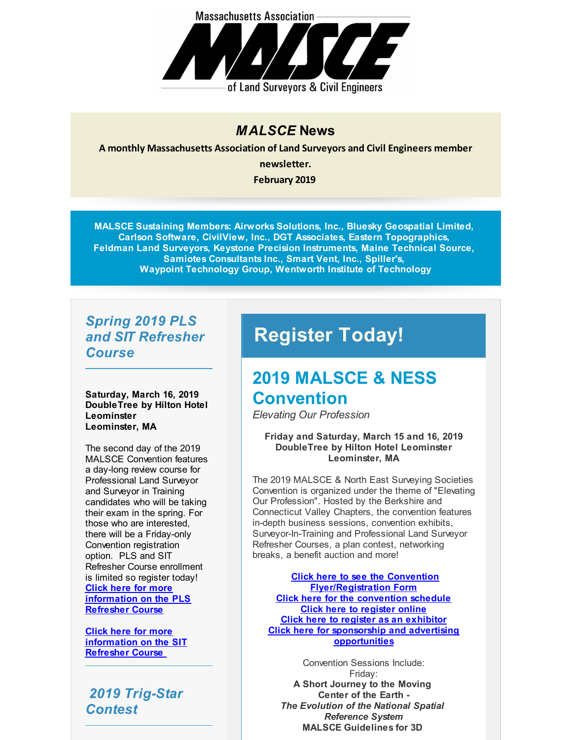Massachusetts Association

MALSCE

of Land Surveyors & Civil Engineers

# *MALSCE* News

**A monthly Massachusetts Association of Land Surveyors and Civil Engineers member newsletter.**

**February 2019**

**MALSCE Sustaining Members: Airworks Solutions, Inc., Bluesky Geospatial Limited, Carlson Software, CivilView, Inc., DGT Associates, Eastern Topographics, Feldman Land Surveyors, Keystone Precision Instruments, Maine Technical Source, Samiotes Consultants Inc., Smart Vent, Inc., Spiller's, Waypoint Technology Group, Wentworth Institute of Technology**

## *Spring 2019 PLS and SIT Refresher Course*

**Saturday, March 16, 2019**
**DoubleTree by Hilton Hotel Leominster**
**Leominster, MA**

The second day of the 2019 MALSCE Convention features a day-long review course for Professional Land Surveyor and Surveyor in Training candidates who will be taking their exam in the spring. For those who are interested, there will be a Friday-only Convention registration option. PLS and SIT Refresher Course enrollment is limited so register today!
Click here for more information on the PLS Refresher Course

Click here for more information on the SIT Refresher Course

## *2019 Trig-Star Contest*

# Register Today!

## 2019 MALSCE & NESS Convention

*Elevating Our Profession*

**Friday and Saturday, March 15 and 16, 2019**
**DoubleTree by Hilton Hotel Leominster**
**Leominster, MA**

The 2019 MALSCE & North East Surveying Societies Convention is organized under the theme of "Elevating Our Profession". Hosted by the Berkshire and Connecticut Valley Chapters, the convention features in-depth business sessions, convention exhibits, Surveyor-In-Training and Professional Land Surveyor Refresher Courses, a plan contest, networking breaks, a benefit auction and more!

Click here to see the Convention Flyer/Registration Form
Click here for the convention schedule
Click here to register online
Click here to register as an exhibitor
Click here for sponsorship and advertising opportunities

Convention Sessions Include:
Friday:
**A Short Journey to the Moving Center of the Earth -**
***The Evolution of the National Spatial Reference System***
**MALSCE Guidelines for 3D**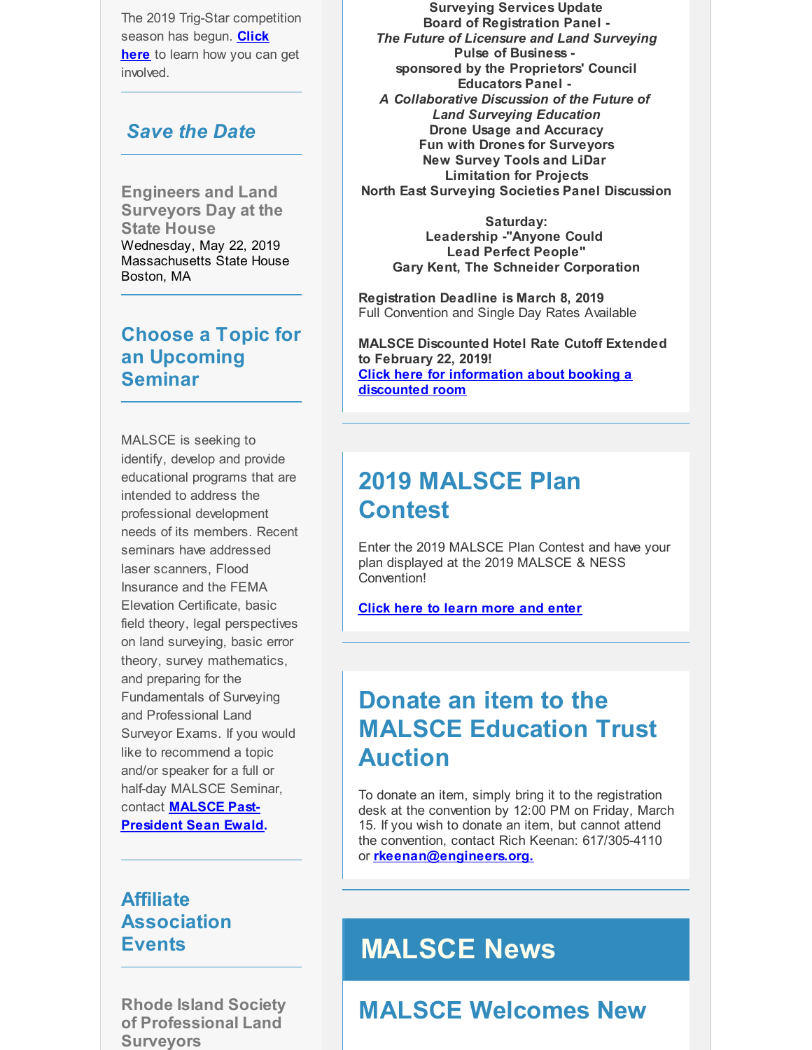The 2019 Trig-Star competition season has begun. **Click here** to learn how you can get involved.

## *Save the Date*

**Engineers and Land Surveyors Day at the State House**
Wednesday, May 22, 2019
Massachusetts State House
Boston, MA

## Choose a Topic for an Upcoming Seminar

MALSCE is seeking to identify, develop and provide educational programs that are intended to address the professional development needs of its members. Recent seminars have addressed laser scanners, Flood Insurance and the FEMA Elevation Certificate, basic field theory, legal perspectives on land surveying, basic error theory, survey mathematics, and preparing for the Fundamentals of Surveying and Professional Land Surveyor Exams. If you would like to recommend a topic and/or speaker for a full or half-day MALSCE Seminar, contact **MALSCE Past-President Sean Ewald.**

## Affiliate Association Events

**Rhode Island Society of Professional Land Surveyors**

**Surveying Services Update**
**Board of Registration Panel -**
***The Future of Licensure and Land Surveying***
**Pulse of Business -**
**sponsored by the Proprietors' Council**
**Educators Panel -**
***A Collaborative Discussion of the Future of Land Surveying Education***
**Drone Usage and Accuracy**
**Fun with Drones for Surveyors**
**New Survey Tools and LiDar**
**Limitation for Projects**
**North East Surveying Societies Panel Discussion**

**Saturday:**
**Leadership -"Anyone Could Lead Perfect People"**
**Gary Kent, The Schneider Corporation**

**Registration Deadline is March 8, 2019**
Full Convention and Single Day Rates Available

**MALSCE Discounted Hotel Rate Cutoff Extended to February 22, 2019!**
**Click here for information about booking a discounted room**

## 2019 MALSCE Plan Contest

Enter the 2019 MALSCE Plan Contest and have your plan displayed at the 2019 MALSCE & NESS Convention!

**Click here to learn more and enter**

## Donate an item to the MALSCE Education Trust Auction

To donate an item, simply bring it to the registration desk at the convention by 12:00 PM on Friday, March 15. If you wish to donate an item, but cannot attend the convention, contact Rich Keenan: 617/305-4110 or **rkeenan@engineers.org.**

# MALSCE News

## MALSCE Welcomes New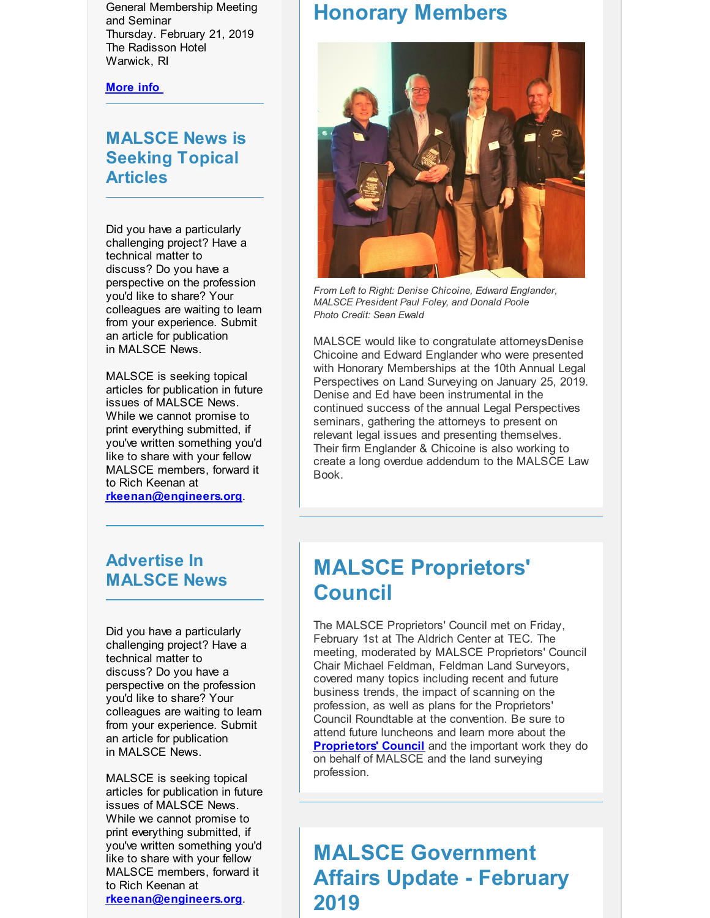General Membership Meeting and Seminar
Thursday. February 21, 2019
The Radisson Hotel
Warwick, RI

**More info**

## MALSCE News is Seeking Topical Articles

Did you have a particularly challenging project? Have a technical matter to discuss? Do you have a perspective on the profession you'd like to share? Your colleagues are waiting to learn from your experience. Submit an article for publication in MALSCE News.

MALSCE is seeking topical articles for publication in future issues of MALSCE News. While we cannot promise to print everything submitted, if you've written something you'd like to share with your fellow MALSCE members, forward it to Rich Keenan at **rkeenan@engineers.org**.

## Advertise In MALSCE News

Did you have a particularly challenging project? Have a technical matter to discuss? Do you have a perspective on the profession you'd like to share? Your colleagues are waiting to learn from your experience. Submit an article for publication in MALSCE News.

MALSCE is seeking topical articles for publication in future issues of MALSCE News. While we cannot promise to print everything submitted, if you've written something you'd like to share with your fellow MALSCE members, forward it to Rich Keenan at **rkeenan@engineers.org**.

## Honorary Members

*From Left to Right: Denise Chicoine, Edward Englander, MALSCE President Paul Foley, and Donald Poole*
*Photo Credit: Sean Ewald*

MALSCE would like to congratulate attorneysDenise Chicoine and Edward Englander who were presented with Honorary Memberships at the 10th Annual Legal Perspectives on Land Surveying on January 25, 2019. Denise and Ed have been instrumental in the continued success of the annual Legal Perspectives seminars, gathering the attorneys to present on relevant legal issues and presenting themselves. Their firm Englander & Chicoine is also working to create a long overdue addendum to the MALSCE Law Book.

## MALSCE Proprietors' Council

The MALSCE Proprietors' Council met on Friday, February 1st at The Aldrich Center at TEC. The meeting, moderated by MALSCE Proprietors' Council Chair Michael Feldman, Feldman Land Surveyors, covered many topics including recent and future business trends, the impact of scanning on the profession, as well as plans for the Proprietors' Council Roundtable at the convention. Be sure to attend future luncheons and learn more about the **Proprietors' Council** and the important work they do on behalf of MALSCE and the land surveying profession.

## MALSCE Government Affairs Update - February 2019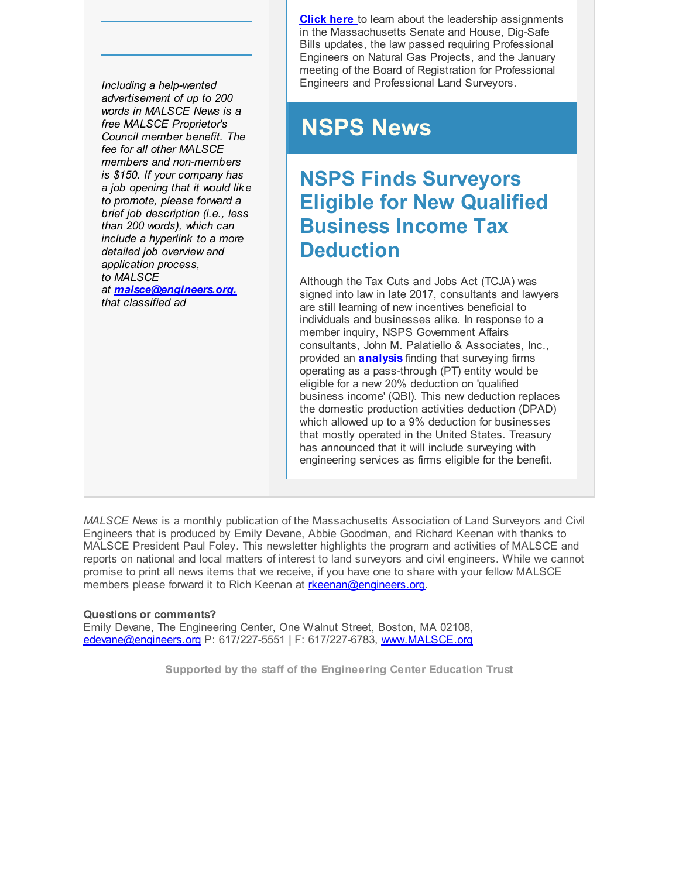*Including a help-wanted advertisement of up to 200 words in MALSCE News is a free MALSCE Proprietor's Council member benefit. The fee for all other MALSCE members and non-members is $150. If your company has a job opening that it would like to promote, please forward a brief job description (i.e., less than 200 words), which can include a hyperlink to a more detailed job overview and application process, to MALSCE at* ***malsce@engineers.org.*** *that classified ad*

**Click here** to learn about the leadership assignments in the Massachusetts Senate and House, Dig-Safe Bills updates, the law passed requiring Professional Engineers on Natural Gas Projects, and the January meeting of the Board of Registration for Professional Engineers and Professional Land Surveyors.

# NSPS News

## NSPS Finds Surveyors Eligible for New Qualified Business Income Tax Deduction

Although the Tax Cuts and Jobs Act (TCJA) was signed into law in late 2017, consultants and lawyers are still learning of new incentives beneficial to individuals and businesses alike. In response to a member inquiry, NSPS Government Affairs consultants, John M. Palatiello & Associates, Inc., provided an **analysis** finding that surveying firms operating as a pass-through (PT) entity would be eligible for a new 20% deduction on 'qualified business income' (QBI). This new deduction replaces the domestic production activities deduction (DPAD) which allowed up to a 9% deduction for businesses that mostly operated in the United States. Treasury has announced that it will include surveying with engineering services as firms eligible for the benefit.

*MALSCE News* is a monthly publication of the Massachusetts Association of Land Surveyors and Civil Engineers that is produced by Emily Devane, Abbie Goodman, and Richard Keenan with thanks to MALSCE President Paul Foley. This newsletter highlights the program and activities of MALSCE and reports on national and local matters of interest to land surveyors and civil engineers. While we cannot promise to print all news items that we receive, if you have one to share with your fellow MALSCE members please forward it to Rich Keenan at rkeenan@engineers.org.

**Questions or comments?**
Emily Devane, The Engineering Center, One Walnut Street, Boston, MA 02108, edevane@engineers.org P: 617/227-5551 | F: 617/227-6783, www.MALSCE.org

**Supported by the staff of the Engineering Center Education Trust**